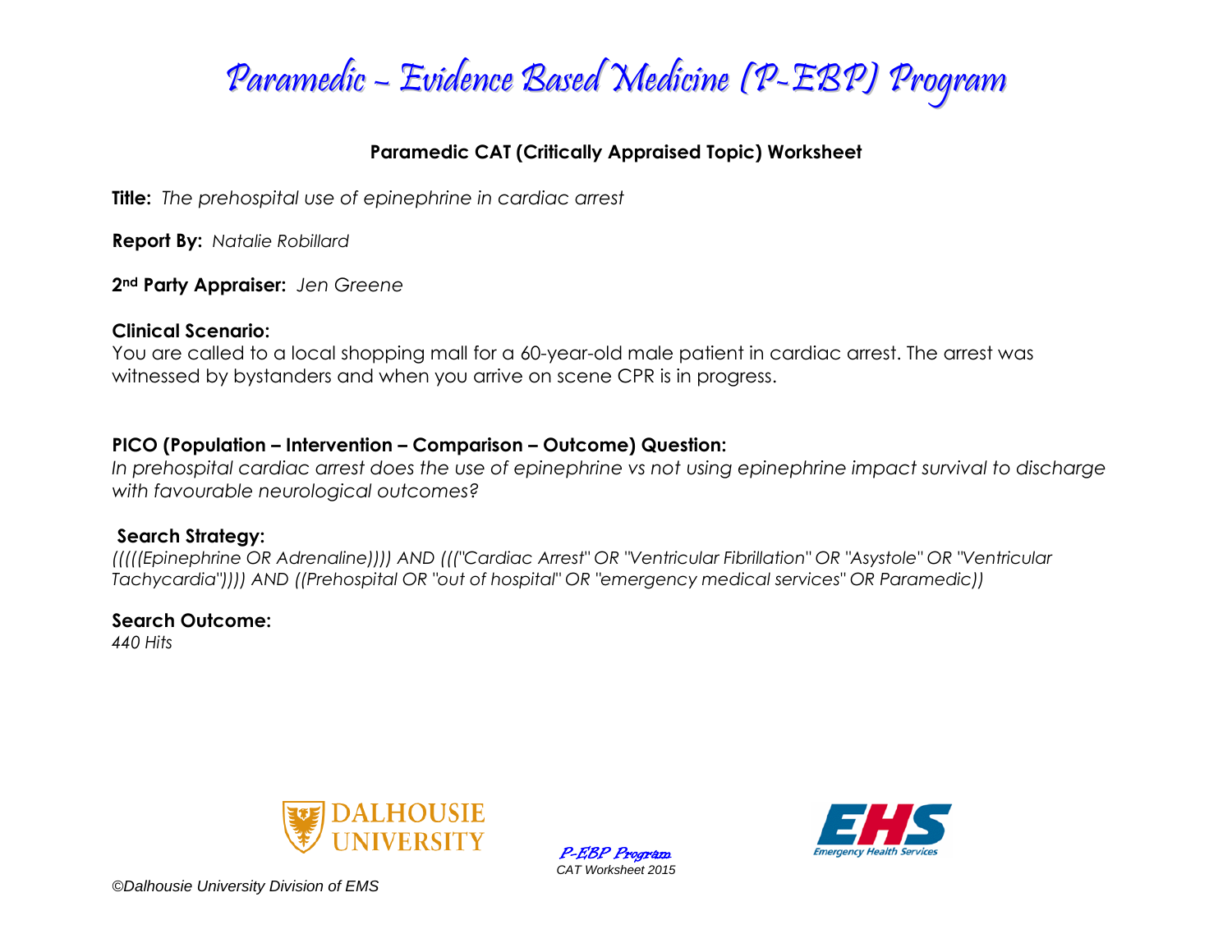# Paramedic – Evidence Based Medicine (P-EBP) Program

## Paramedic CAT (Critically Appraised Topic) Worksheet

**Title:** *The prehospital use of epinephrine in cardiac arrest*

**Report By:** *Natalie Robillard*

**2nd Party Appraiser:** *Jen Greene*

**Clinical Scenario:**
You are called to a local shopping mall for a 60-year-old male patient in cardiac arrest. The arrest was witnessed by bystanders and when you arrive on scene CPR is in progress.

**PICO (Population – Intervention – Comparison – Outcome) Question:**
*In prehospital cardiac arrest does the use of epinephrine vs not using epinephrine impact survival to discharge with favourable neurological outcomes?*

**Search Strategy:**
*(((((Epinephrine OR Adrenaline)))) AND ((("Cardiac Arrest" OR "Ventricular Fibrillation" OR "Asystole" OR "Ventricular Tachycardia")))) AND ((Prehospital OR "out of hospital" OR "emergency medical services" OR Paramedic))*

**Search Outcome:**
*440 Hits*

©Dalhousie University Division of EMS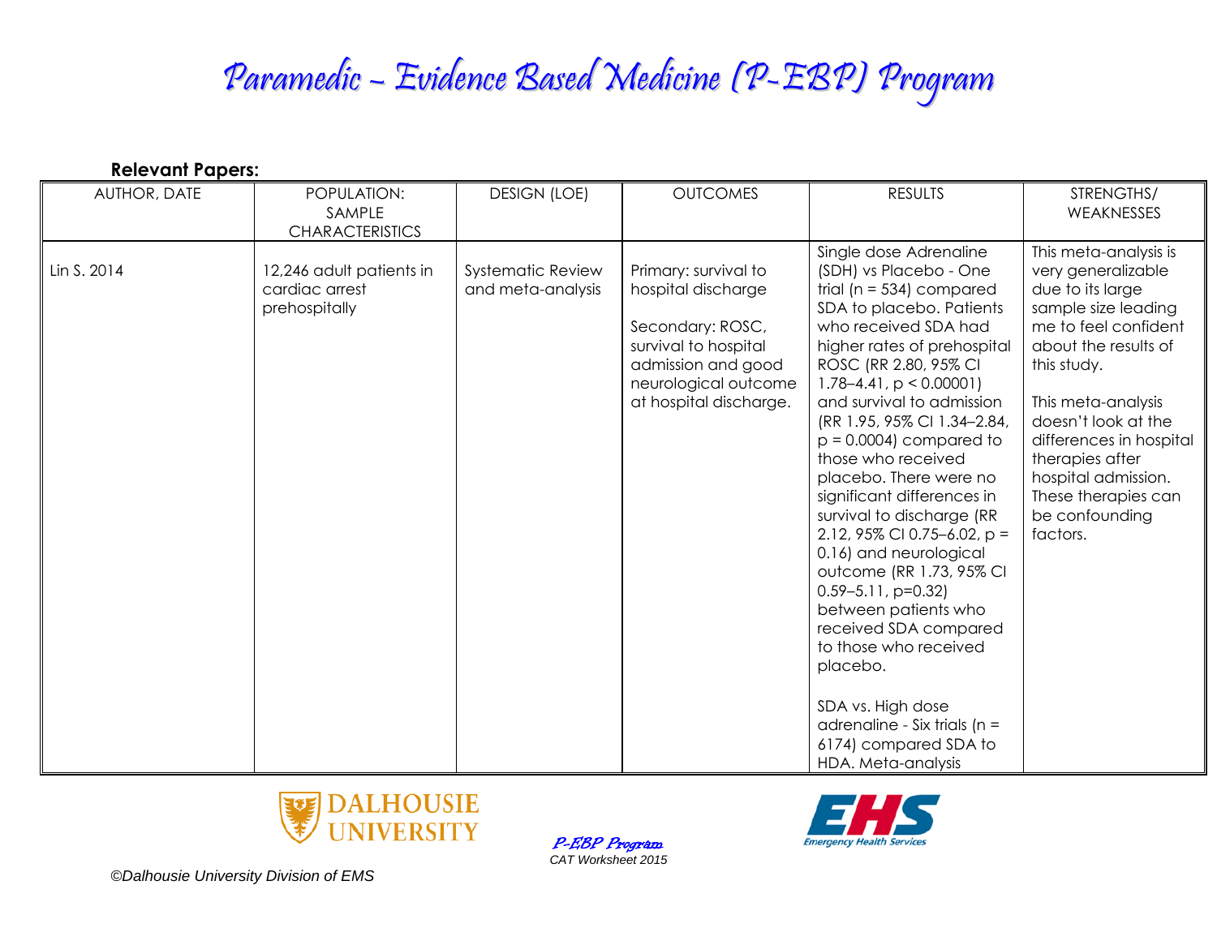# Paramedic – Evidence Based Medicine (P-EBP) Program

**Relevant Papers:**

| AUTHOR, DATE | POPULATION: SAMPLE CHARACTERISTICS | DESIGN (LOE) | OUTCOMES | RESULTS | STRENGTHS/ WEAKNESSES |
|---|---|---|---|---|---|
| Lin S. 2014 | 12,246 adult patients in cardiac arrest prehospitally | Systematic Review and meta-analysis | Primary: survival to hospital discharge<br><br>Secondary: ROSC, survival to hospital admission and good neurological outcome at hospital discharge. | Single dose Adrenaline (SDH) vs Placebo - One trial (n = 534) compared SDA to placebo. Patients who received SDA had higher rates of prehospital ROSC (RR 2.80, 95% CI 1.78–4.41, $p < 0.00001$) and survival to admission (RR 1.95, 95% CI 1.34–2.84, $p = 0.0004$) compared to those who received placebo. There were no significant differences in survival to discharge (RR 2.12, 95% CI 0.75–6.02, $p = 0.16$) and neurological outcome (RR 1.73, 95% CI 0.59–5.11, $p=0.32$) between patients who received SDA compared to those who received placebo.<br><br>SDA vs. High dose adrenaline - Six trials (n = 6174) compared SDA to HDA. Meta-analysis | This meta-analysis is very generalizable due to its large sample size leading me to feel confident about the results of this study.<br><br>This meta-analysis doesn't look at the differences in hospital therapies after hospital admission. These therapies can be confounding factors. |

©Dalhousie University Division of EMS

*P-EBP Program*
*CAT Worksheet 2015*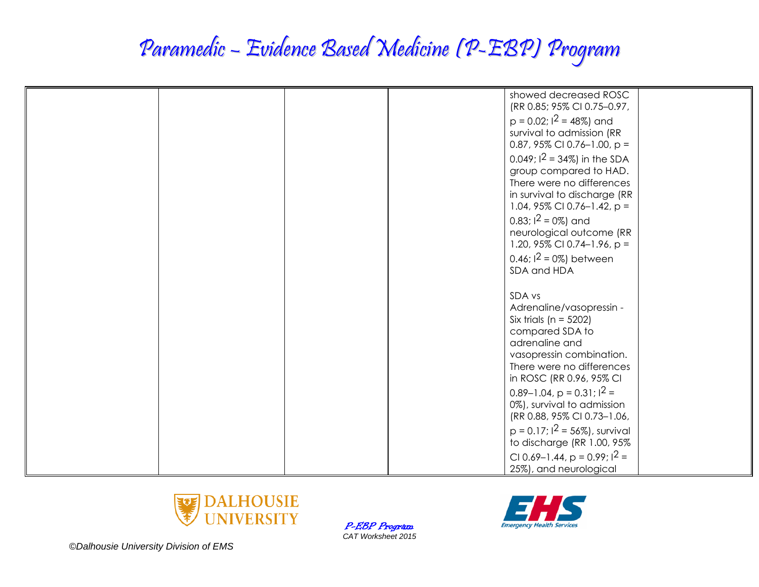| | | | | | |
|---|---|---|---|---|---|
| | | | | showed decreased ROSC (RR 0.85; 95% CI 0.75–0.97, p = 0.02; $I^2$ = 48%) and survival to admission (RR 0.87, 95% CI 0.76–1.00, p = 0.049; $I^2$ = 34%) in the SDA group compared to HAD. There were no differences in survival to discharge (RR 1.04, 95% CI 0.76–1.42, p = 0.83; $I^2$ = 0%) and neurological outcome (RR 1.20, 95% CI 0.74–1.96, p = 0.46; $I^2$ = 0%) between SDA and HDA<br><br>SDA vs Adrenaline/vasopressin - Six trials (n = 5202) compared SDA to adrenaline and vasopressin combination. There were no differences in ROSC (RR 0.96, 95% CI 0.89–1.04, p = 0.31; $I^2$ = 0%), survival to admission (RR 0.88, 95% CI 0.73–1.06, p = 0.17; $I^2$ = 56%), survival to discharge (RR 1.00, 95% CI 0.69–1.44, p = 0.99; $I^2$ = 25%), and neurological | |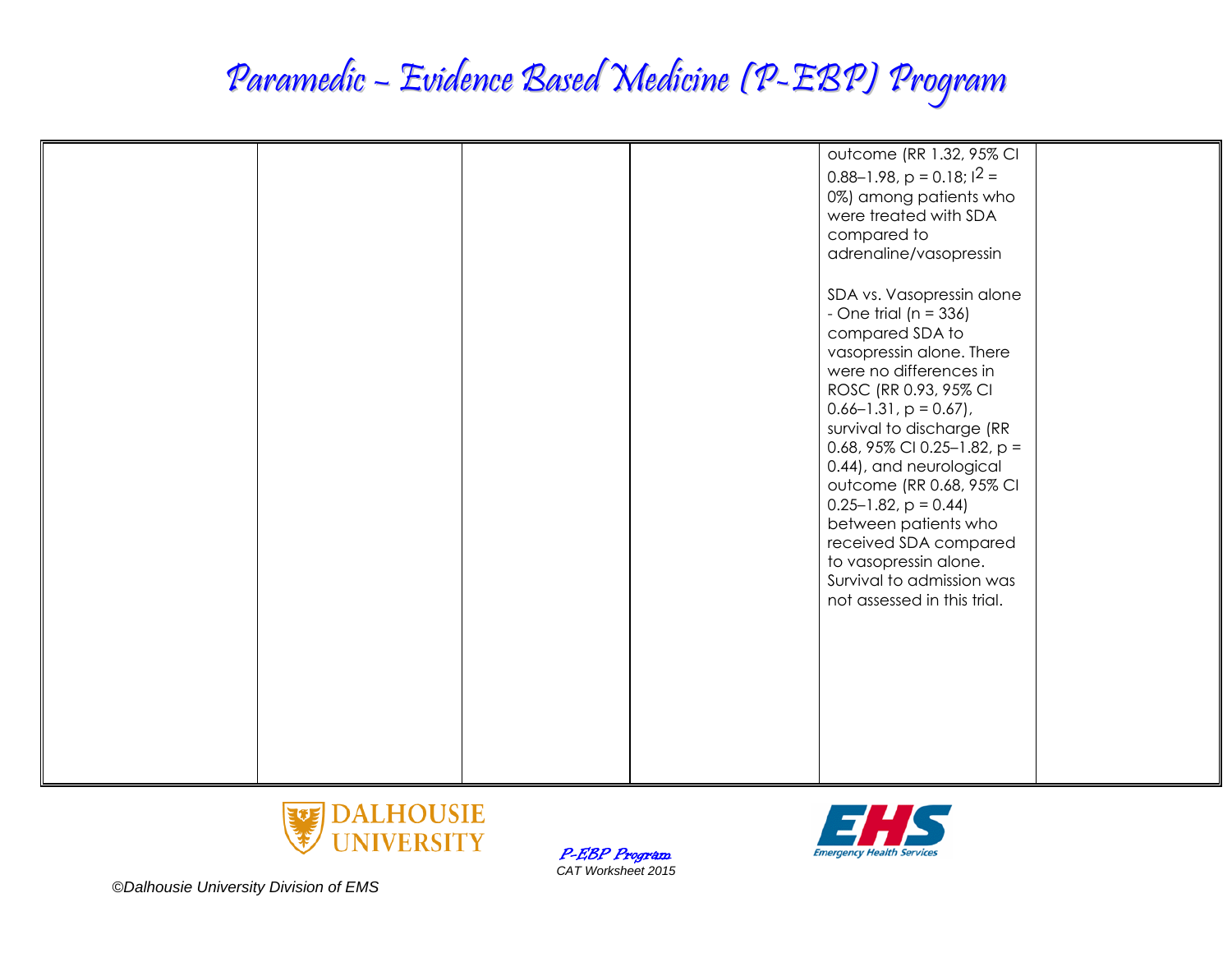| | | | | | |
|---|---|---|---|---|---|
| | | | | outcome (RR 1.32, 95% CI 0.88–1.98, $p = 0.18$; $I^2 = 0\%$) among patients who were treated with SDA compared to adrenaline/vasopressin<br><br>SDA vs. Vasopressin alone - One trial (n = 336) compared SDA to vasopressin alone. There were no differences in ROSC (RR 0.93, 95% CI 0.66–1.31, $p = 0.67$), survival to discharge (RR 0.68, 95% CI 0.25–1.82, $p = 0.44$), and neurological outcome (RR 0.68, 95% CI 0.25–1.82, $p = 0.44$) between patients who received SDA compared to vasopressin alone. Survival to admission was not assessed in this trial. | |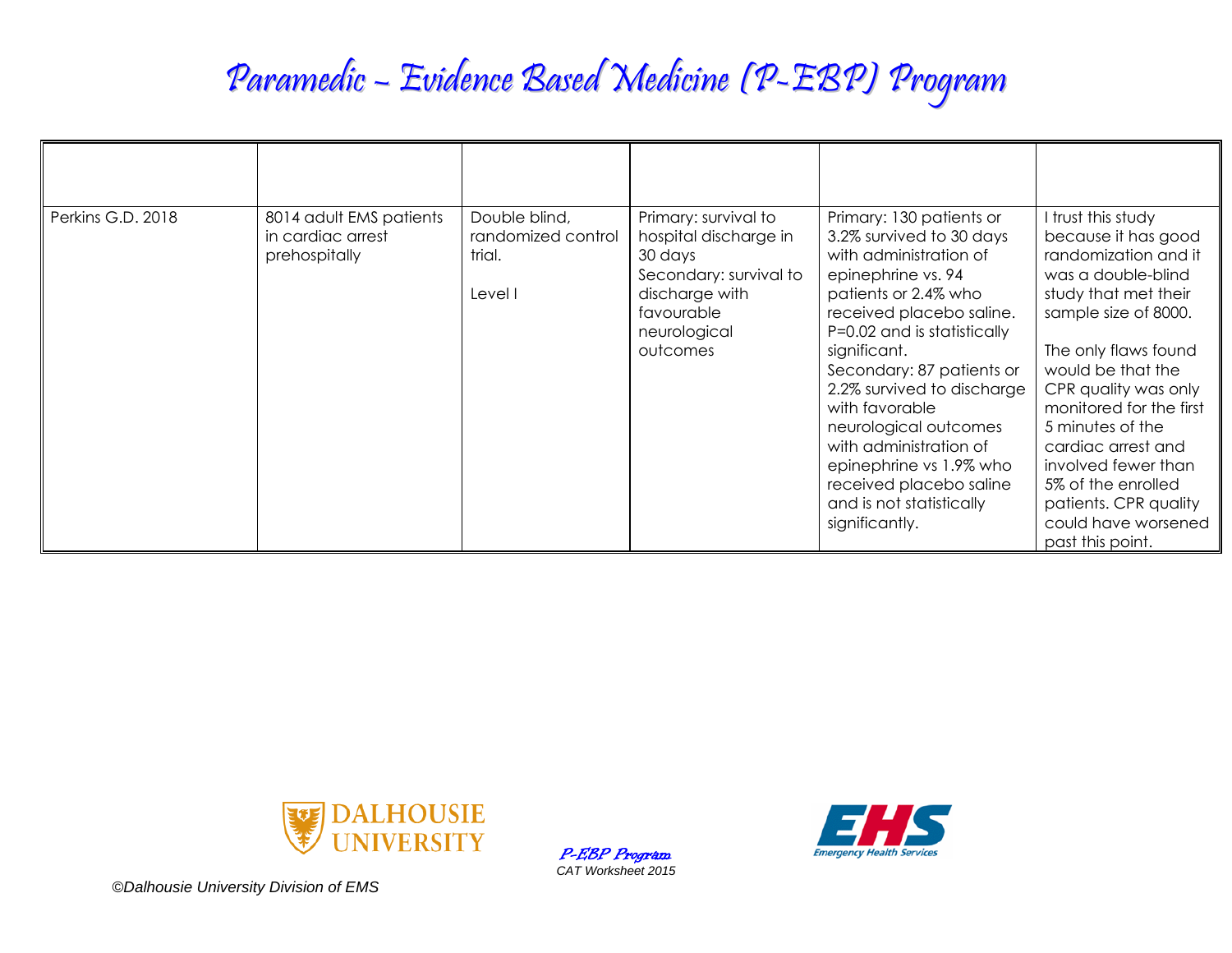# Paramedic – Evidence Based Medicine (P-EBP) Program

| | | | | | |
|---|---|---|---|---|---|
| Perkins G.D. 2018 | 8014 adult EMS patients in cardiac arrest prehospitally | Double blind, randomized control trial.<br><br>Level I | Primary: survival to hospital discharge in 30 days<br>Secondary: survival to discharge with favourable neurological outcomes | Primary: 130 patients or 3.2% survived to 30 days with administration of epinephrine vs. 94 patients or 2.4% who received placebo saline. P=0.02 and is statistically significant.<br>Secondary: 87 patients or 2.2% survived to discharge with favorable neurological outcomes with administration of epinephrine vs 1.9% who received placebo saline and is not statistically significantly. | I trust this study because it has good randomization and it was a double-blind study that met their sample size of 8000.<br><br>The only flaws found would be that the CPR quality was only monitored for the first 5 minutes of the cardiac arrest and involved fewer than 5% of the enrolled patients. CPR quality could have worsened past this point. |

©Dalhousie University Division of EMS

*P-EBP Program*
*CAT Worksheet 2015*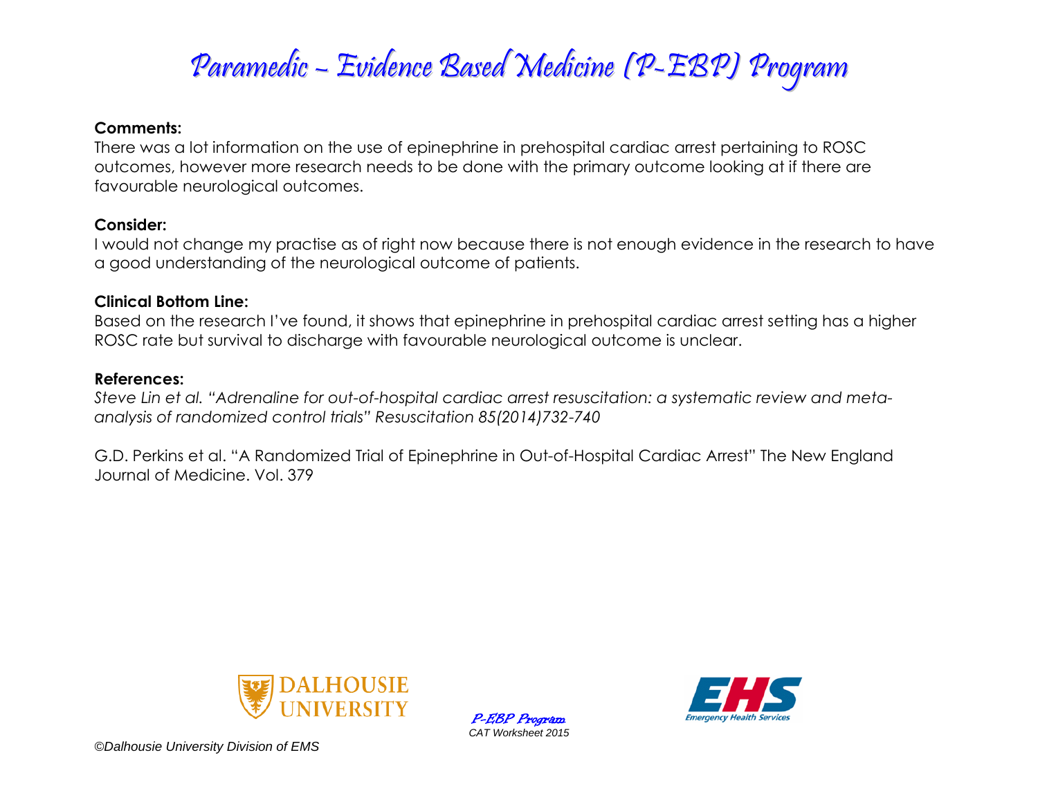**Comments:**

There was a lot information on the use of epinephrine in prehospital cardiac arrest pertaining to ROSC outcomes, however more research needs to be done with the primary outcome looking at if there are favourable neurological outcomes.

**Consider:**

I would not change my practise as of right now because there is not enough evidence in the research to have a good understanding of the neurological outcome of patients.

**Clinical Bottom Line:**

Based on the research I've found, it shows that epinephrine in prehospital cardiac arrest setting has a higher ROSC rate but survival to discharge with favourable neurological outcome is unclear.

**References:**

*Steve Lin et al. "Adrenaline for out-of-hospital cardiac arrest resuscitation: a systematic review and meta-analysis of randomized control trials" Resuscitation 85(2014)732-740*

G.D. Perkins et al. "A Randomized Trial of Epinephrine in Out-of-Hospital Cardiac Arrest" The New England Journal of Medicine. Vol. 379